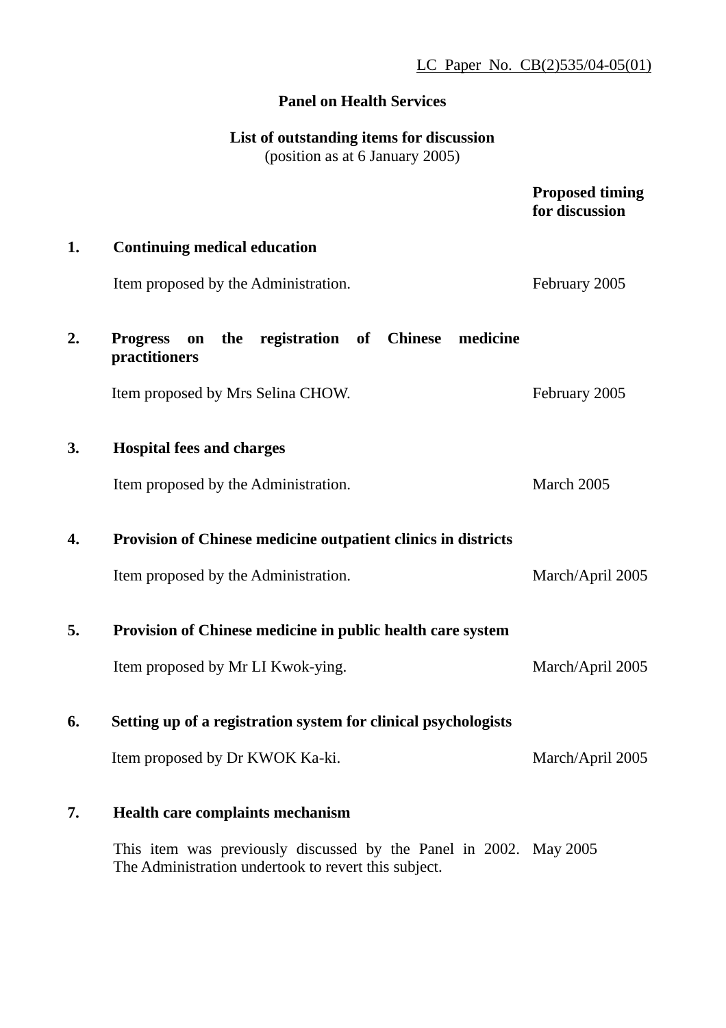LC Paper No. CB(2)535/04-05(01)

**Panel on Health Services**

**List of outstanding items for discussion**
(position as at 6 January 2005)

| | | **Proposed timing for discussion** |
|---|---|---|
| **1.** | **Continuing medical education** | |
| | Item proposed by the Administration. | February 2005 |
| **2.** | **Progress on the registration of Chinese medicine practitioners** | |
| | Item proposed by Mrs Selina CHOW. | February 2005 |
| **3.** | **Hospital fees and charges** | |
| | Item proposed by the Administration. | March 2005 |
| **4.** | **Provision of Chinese medicine outpatient clinics in districts** | |
| | Item proposed by the Administration. | March/April 2005 |
| **5.** | **Provision of Chinese medicine in public health care system** | |
| | Item proposed by Mr LI Kwok-ying. | March/April 2005 |
| **6.** | **Setting up of a registration system for clinical psychologists** | |
| | Item proposed by Dr KWOK Ka-ki. | March/April 2005 |
| **7.** | **Health care complaints mechanism** | |
| | This item was previously discussed by the Panel in 2002. The Administration undertook to revert this subject. | May 2005 |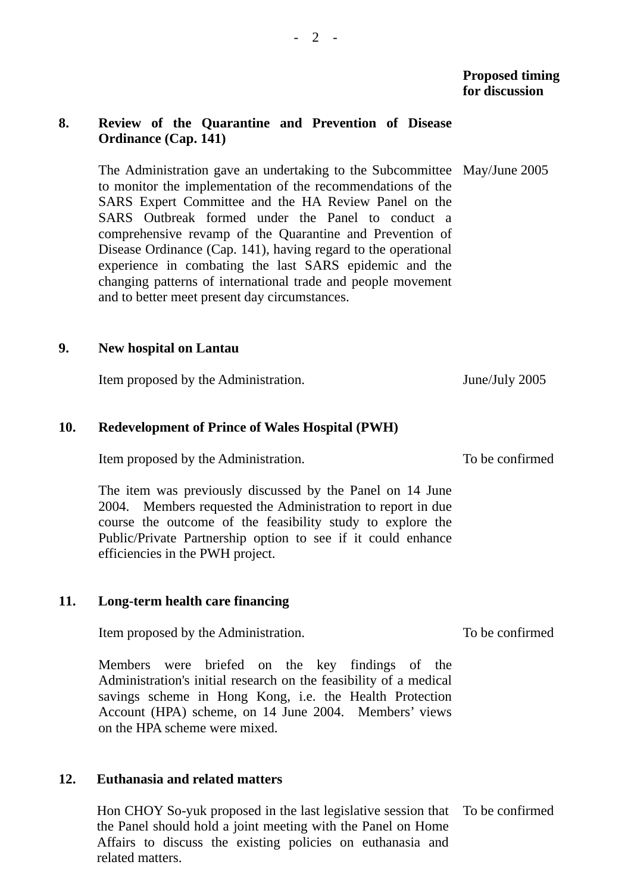**Proposed timing for discussion**

| | | Proposed timing for discussion |
|---|---|---|
| **8.** | **Review of the Quarantine and Prevention of Disease Ordinance (Cap. 141)** | |
| | The Administration gave an undertaking to the Subcommittee to monitor the implementation of the recommendations of the SARS Expert Committee and the HA Review Panel on the SARS Outbreak formed under the Panel to conduct a comprehensive revamp of the Quarantine and Prevention of Disease Ordinance (Cap. 141), having regard to the operational experience in combating the last SARS epidemic and the changing patterns of international trade and people movement and to better meet present day circumstances. | May/June 2005 |
| **9.** | **New hospital on Lantau** | |
| | Item proposed by the Administration. | June/July 2005 |
| **10.** | **Redevelopment of Prince of Wales Hospital (PWH)** | |
| | Item proposed by the Administration. | To be confirmed |
| | The item was previously discussed by the Panel on 14 June 2004. Members requested the Administration to report in due course the outcome of the feasibility study to explore the Public/Private Partnership option to see if it could enhance efficiencies in the PWH project. | |
| **11.** | **Long-term health care financing** | |
| | Item proposed by the Administration. | To be confirmed |
| | Members were briefed on the key findings of the Administration's initial research on the feasibility of a medical savings scheme in Hong Kong, i.e. the Health Protection Account (HPA) scheme, on 14 June 2004. Members' views on the HPA scheme were mixed. | |
| **12.** | **Euthanasia and related matters** | |
| | Hon CHOY So-yuk proposed in the last legislative session that the Panel should hold a joint meeting with the Panel on Home Affairs to discuss the existing policies on euthanasia and related matters. | To be confirmed |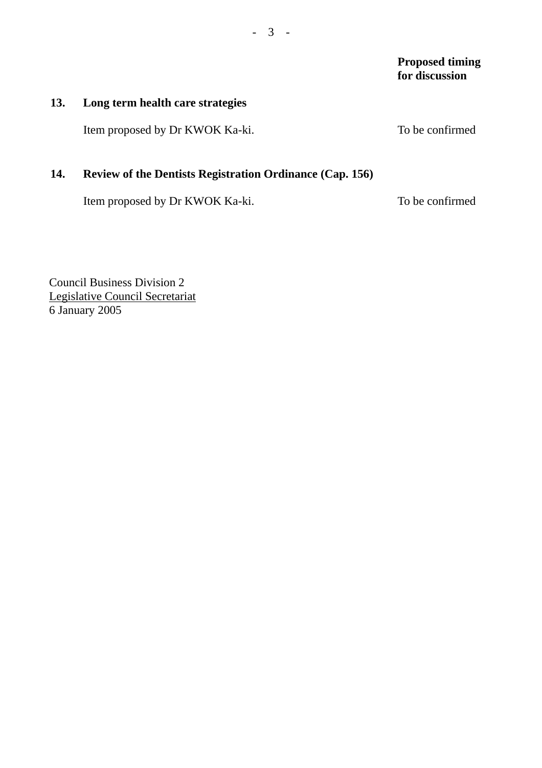**Proposed timing for discussion**

**13. Long term health care strategies**

Item proposed by Dr KWOK Ka-ki. — To be confirmed

**14. Review of the Dentists Registration Ordinance (Cap. 156)**

Item proposed by Dr KWOK Ka-ki. — To be confirmed

Council Business Division 2
Legislative Council Secretariat
6 January 2005